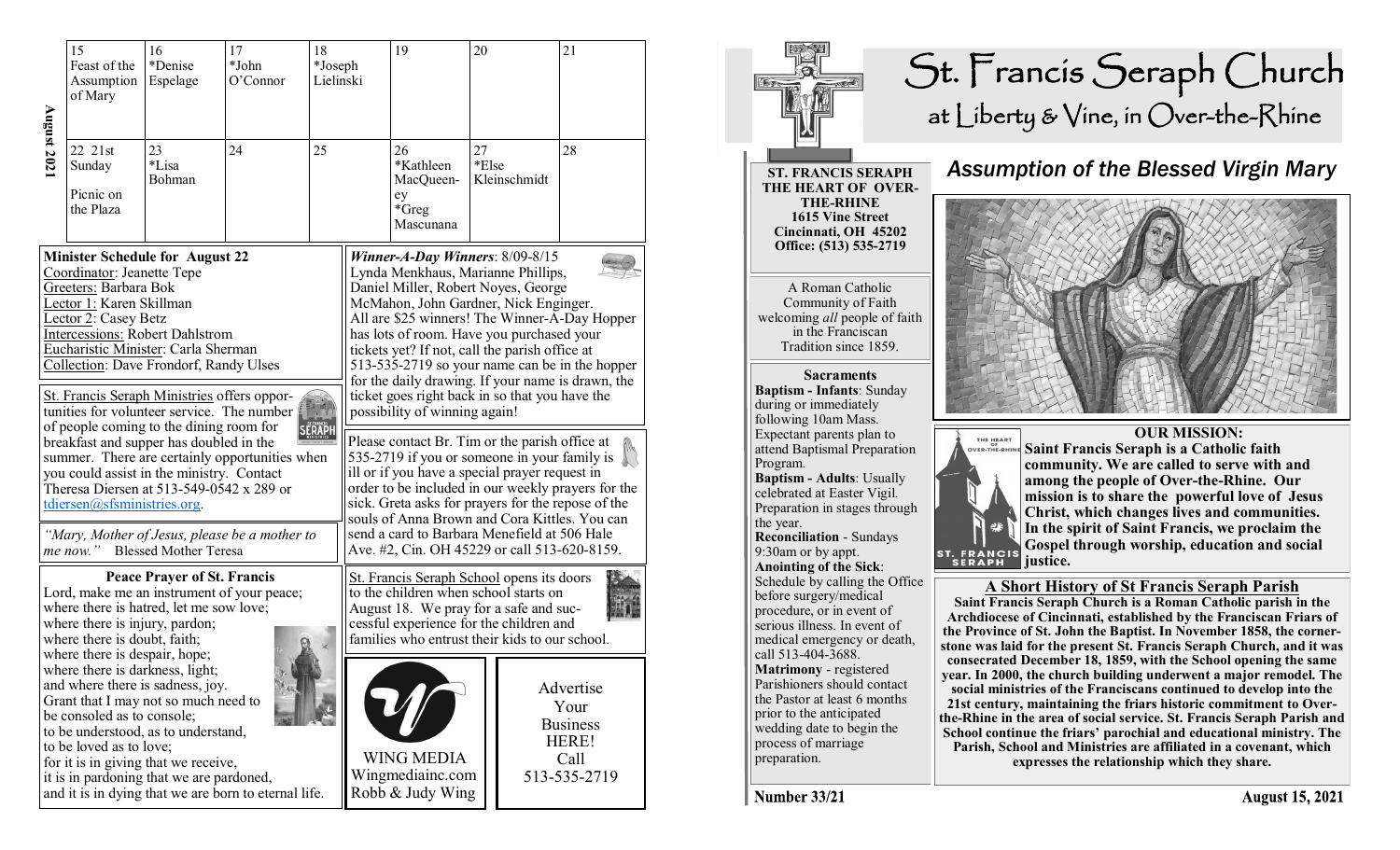**August 2021**

| 15 | 16 | 17 | 18 | 19 | 20 | 21 |
|---|---|---|---|---|---|---|
| Feast of the Assumption of Mary | *Denise Espelage | *John O'Connor | *Joseph Lielinski | | | |
| 22 21st Sunday Picnic on the Plaza | 23 *Lisa Bohman | 24 | 25 | 26 *Kathleen MacQueen-ey *Greg Mascunana | 27 *Else Kleinschmidt | 28 |

**Minister Schedule for August 22**

Coordinator: Jeanette Tepe
Greeters: Barbara Bok
Lector 1: Karen Skillman
Lector 2: Casey Betz
Intercessions: Robert Dahlstrom
Eucharistic Minister: Carla Sherman
Collection: Dave Frondorf, Randy Ulses

St. Francis Seraph Ministries offers opportunities for volunteer service. The number of people coming to the dining room for breakfast and supper has doubled in the summer. There are certainly opportunities when you could assist in the ministry. Contact Theresa Diersen at 513-549-0542 x 289 or tdiersen@sfsministries.org.

*"Mary, Mother of Jesus, please be a mother to me now."* Blessed Mother Teresa

**Peace Prayer of St. Francis**

Lord, make me an instrument of your peace;
where there is hatred, let me sow love;
where there is injury, pardon;
where there is doubt, faith;
where there is despair, hope;
where there is darkness, light;
and where there is sadness, joy.
Grant that I may not so much need to be consoled as to console;
to be understood, as to understand,
to be loved as to love;
for it is in giving that we receive,
it is in pardoning that we are pardoned,
and it is in dying that we are born to eternal life.

***Winner-A-Day Winners***: 8/09-8/15
Lynda Menkhaus, Marianne Phillips, Daniel Miller, Robert Noyes, George McMahon, John Gardner, Nick Enginger. All are $25 winners! The Winner-A-Day Hopper has lots of room. Have you purchased your tickets yet? If not, call the parish office at 513-535-2719 so your name can be in the hopper for the daily drawing. If your name is drawn, the ticket goes right back in so that you have the possibility of winning again!

Please contact Br. Tim or the parish office at 535-2719 if you or someone in your family is ill or if you have a special prayer request in order to be included in our weekly prayers for the sick. Greta asks for prayers for the repose of the souls of Anna Brown and Cora Kittles. You can send a card to Barbara Menefield at 506 Hale Ave. #2, Cin. OH 45229 or call 513-620-8159.

St. Francis Seraph School opens its doors to the children when school starts on August 18. We pray for a safe and successful experience for the children and families who entrust their kids to our school.

WING MEDIA
Wingmediainc.com
Robb & Judy Wing

Advertise Your Business HERE! Call 513-535-2719

# St. Francis Seraph Church
## at Liberty & Vine, in Over-the-Rhine

**ST. FRANCIS SERAPH THE HEART OF OVER-THE-RHINE**
**1615 Vine Street**
**Cincinnati, OH 45202**
**Office: (513) 535-2719**

A Roman Catholic Community of Faith welcoming *all* people of faith in the Franciscan Tradition since 1859.

**Sacraments**

**Baptism - Infants**: Sunday during or immediately following 10am Mass. Expectant parents plan to attend Baptismal Preparation Program.

**Baptism - Adults**: Usually celebrated at Easter Vigil. Preparation in stages through the year.

**Reconciliation** - Sundays 9:30am or by appt.

**Anointing of the Sick**: Schedule by calling the Office before surgery/medical procedure, or in event of serious illness. In event of medical emergency or death, call 513-404-3688.

**Matrimony** - registered Parishioners should contact the Pastor at least 6 months prior to the anticipated wedding date to begin the process of marriage preparation.

## *Assumption of the Blessed Virgin Mary*

**OUR MISSION:**
**Saint Francis Seraph is a Catholic faith community. We are called to serve with and among the people of Over-the-Rhine. Our mission is to share the powerful love of Jesus Christ, which changes lives and communities. In the spirit of Saint Francis, we proclaim the Gospel through worship, education and social justice.**

**A Short History of St Francis Seraph Parish**

**Saint Francis Seraph Church is a Roman Catholic parish in the Archdiocese of Cincinnati, established by the Franciscan Friars of the Province of St. John the Baptist. In November 1858, the cornerstone was laid for the present St. Francis Seraph Church, and it was consecrated December 18, 1859, with the School opening the same year. In 2000, the church building underwent a major remodel. The social ministries of the Franciscans continued to develop into the 21st century, maintaining the friars historic commitment to Over-the-Rhine in the area of social service. St. Francis Seraph Parish and School continue the friars' parochial and educational ministry. The Parish, School and Ministries are affiliated in a covenant, which expresses the relationship which they share.**

Number 33/21 | August 15, 2021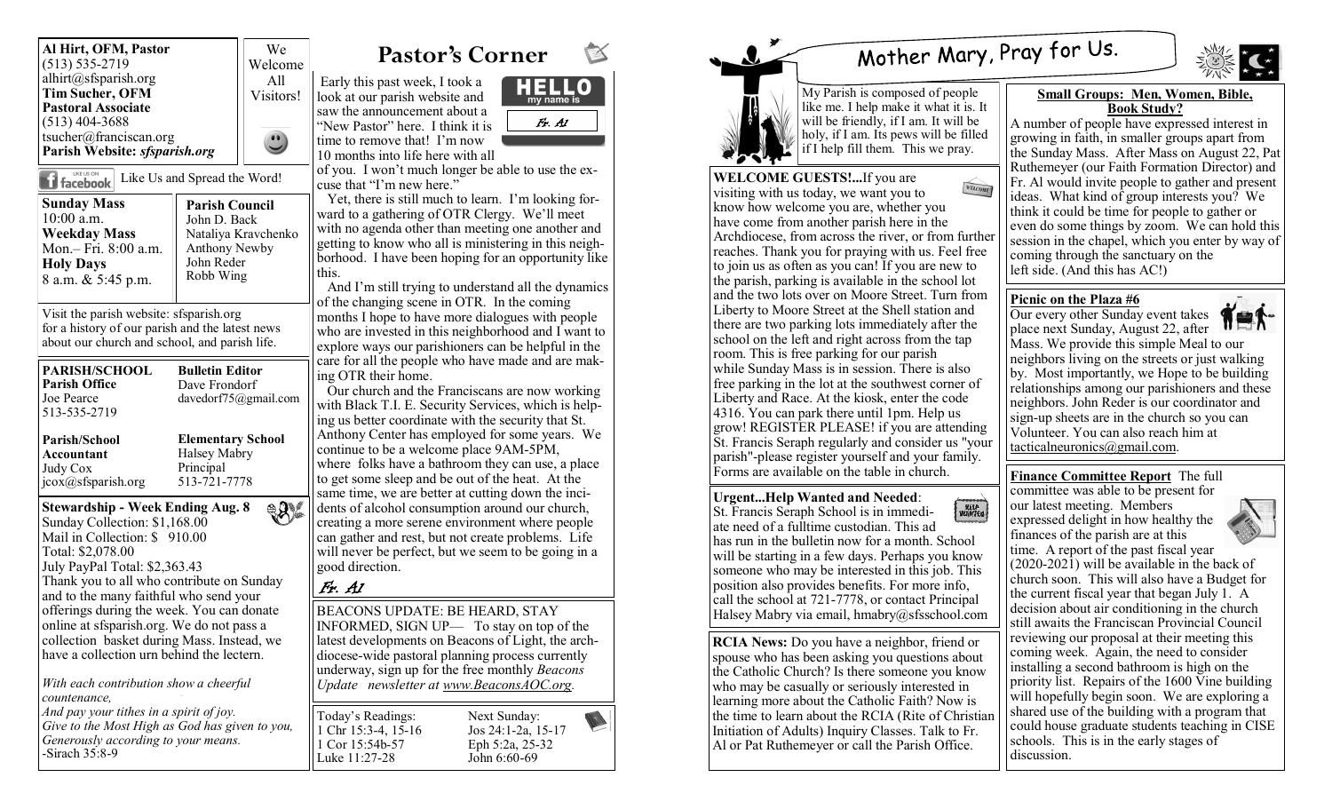**Al Hirt, OFM, Pastor**
(513) 535-2719
alhirt@sfsparish.org
**Tim Sucher, OFM**
**Pastoral Associate**
(513) 404-3688
tsucher@franciscan.org
**Parish Website:** ***sfsparish.org***

We Welcome All Visitors!

Like Us and Spread the Word!

**Sunday Mass**
10:00 a.m.
**Weekday Mass**
Mon.– Fri. 8:00 a.m.
**Holy Days**
8 a.m. & 5:45 p.m.

**Parish Council**
John D. Back
Nataliya Kravchenko
Anthony Newby
John Reder
Robb Wing

Visit the parish website: sfsparish.org for a history of our parish and the latest news about our church and school, and parish life.

**PARISH/SCHOOL**
**Parish Office**
Joe Pearce
513-535-2719

**Bulletin Editor**
Dave Frondorf
davedorf75@gmail.com

**Parish/School Accountant**
Judy Cox
jcox@sfsparish.org

**Elementary School**
Halsey Mabry
Principal
513-721-7778

**Stewardship - Week Ending Aug. 8**
Sunday Collection: $1,168.00
Mail in Collection: $ 910.00
Total: $2,078.00
July PayPal Total: $2,363.43
Thank you to all who contribute on Sunday and to the many faithful who send your offerings during the week. You can donate online at sfsparish.org. We do not pass a collection basket during Mass. Instead, we have a collection urn behind the lectern.

*With each contribution show a cheerful countenance,*
*And pay your tithes in a spirit of joy.*
*Give to the Most High as God has given to you,*
*Generously according to your means.*
-Sirach 35:8-9

# Pastor's Corner

Early this past week, I took a look at our parish website and saw the announcement about a "New Pastor" here. I think it is time to remove that! I'm now 10 months into life here with all of you. I won't much longer be able to use the excuse that "I'm new here."

Yet, there is still much to learn. I'm looking forward to a gathering of OTR Clergy. We'll meet with no agenda other than meeting one another and getting to know who all is ministering in this neighborhood. I have been hoping for an opportunity like this.

And I'm still trying to understand all the dynamics of the changing scene in OTR. In the coming months I hope to have more dialogues with people who are invested in this neighborhood and I want to explore ways our parishioners can be helpful in the care for all the people who have made and are making OTR their home.

Our church and the Franciscans are now working with Black T.I. E. Security Services, which is helping us better coordinate with the security that St. Anthony Center has employed for some years. We continue to be a welcome place 9AM-5PM, where folks have a bathroom they can use, a place to get some sleep and be out of the heat. At the same time, we are better at cutting down the incidents of alcohol consumption around our church, creating a more serene environment where people can gather and rest, but not create problems. Life will never be perfect, but we seem to be going in a good direction.

*Fr. Al*

BEACONS UPDATE: BE HEARD, STAY INFORMED, SIGN UP— To stay on top of the latest developments on Beacons of Light, the archdiocese-wide pastoral planning process currently underway, sign up for the free monthly *Beacons Update* newsletter at *www.BeaconsAOC.org*.

| Today's Readings: | Next Sunday: |
|---|---|
| 1 Chr 15:3-4, 15-16 | Jos 24:1-2a, 15-17 |
| 1 Cor 15:54b-57 | Eph 5:2a, 25-32 |
| Luke 11:27-28 | John 6:60-69 |

# Mother Mary, Pray for Us.

My Parish is composed of people like me. I help make it what it is. It will be friendly, if I am. It will be holy, if I am. Its pews will be filled if I help fill them. This we pray.

**WELCOME GUESTS!...**If you are visiting with us today, we want you to know how welcome you are, whether you have come from another parish here in the Archdiocese, from across the river, or from further reaches. Thank you for praying with us. Feel free to join us as often as you can! If you are new to the parish, parking is available in the school lot and the two lots over on Moore Street. Turn from Liberty to Moore Street at the Shell station and there are two parking lots immediately after the school on the left and right across from the tap room. This is free parking for our parish while Sunday Mass is in session. There is also free parking in the lot at the southwest corner of Liberty and Race. At the kiosk, enter the code 4316. You can park there until 1pm. Help us grow! REGISTER PLEASE! if you are attending St. Francis Seraph regularly and consider us "your parish"-please register yourself and your family. Forms are available on the table in church.

**Urgent...Help Wanted and Needed**: St. Francis Seraph School is in immediate need of a fulltime custodian. This ad has run in the bulletin now for a month. School will be starting in a few days. Perhaps you know someone who may be interested in this job. This position also provides benefits. For more info, call the school at 721-7778, or contact Principal Halsey Mabry via email, hmabry@sfsschool.com

**RCIA News:** Do you have a neighbor, friend or spouse who has been asking you questions about the Catholic Church? Is there someone you know who may be casually or seriously interested in learning more about the Catholic Faith? Now is the time to learn about the RCIA (Rite of Christian Initiation of Adults) Inquiry Classes. Talk to Fr. Al or Pat Ruthemeyer or call the Parish Office.

**Small Groups: Men, Women, Bible, Book Study?**
A number of people have expressed interest in growing in faith, in smaller groups apart from the Sunday Mass. After Mass on August 22, Pat Ruthemeyer (our Faith Formation Director) and Fr. Al would invite people to gather and present ideas. What kind of group interests you? We think it could be time for people to gather or even do some things by zoom. We can hold this session in the chapel, which you enter by way of coming through the sanctuary on the left side. (And this has AC!)

**Picnic on the Plaza #6**
Our every other Sunday event takes place next Sunday, August 22, after Mass. We provide this simple Meal to our neighbors living on the streets or just walking by. Most importantly, we Hope to be building relationships among our parishioners and these neighbors. John Reder is our coordinator and sign-up sheets are in the church so you can Volunteer. You can also reach him at tacticalneuronics@gmail.com.

**Finance Committee Report** The full committee was able to be present for our latest meeting. Members expressed delight in how healthy the finances of the parish are at this time. A report of the past fiscal year (2020-2021) will be available in the back of church soon. This will also have a Budget for the current fiscal year that began July 1. A decision about air conditioning in the church still awaits the Franciscan Provincial Council reviewing our proposal at their meeting this coming week. Again, the need to consider installing a second bathroom is high on the priority list. Repairs of the 1600 Vine building will hopefully begin soon. We are exploring a shared use of the building with a program that could house graduate students teaching in CISE schools. This is in the early stages of discussion.